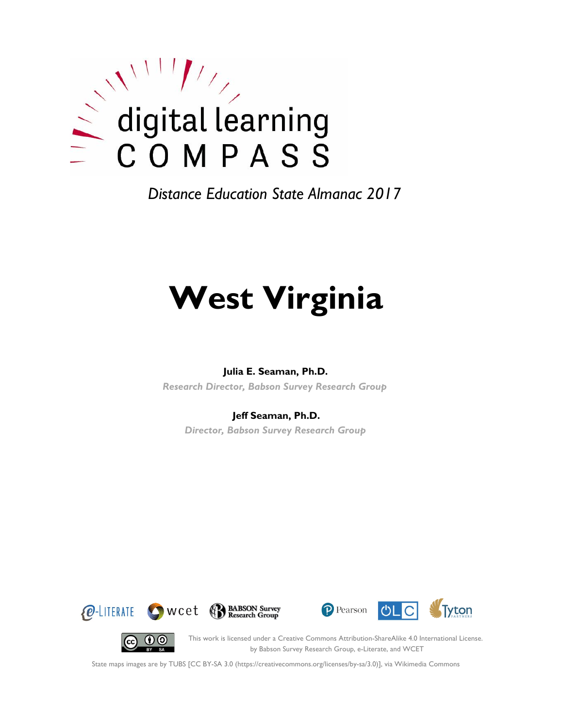digital learning COMPASS

*Distance Education State Almanac 2017*

# West Virginia

**Julia E. Seaman, Ph.D.**

*Research Director, Babson Survey Research Group*

**Jeff Seaman, Ph.D.**

*Director, Babson Survey Research Group*

e-LITERATE wcet BABSON Survey Research Group Pearson OLC Tyton PARTNERS

This work is licensed under a Creative Commons Attribution-ShareAlike 4.0 International License. by Babson Survey Research Group, e-Literate, and WCET

State maps images are by TUBS [CC BY-SA 3.0 (https://creativecommons.org/licenses/by-sa/3.0)], via Wikimedia Commons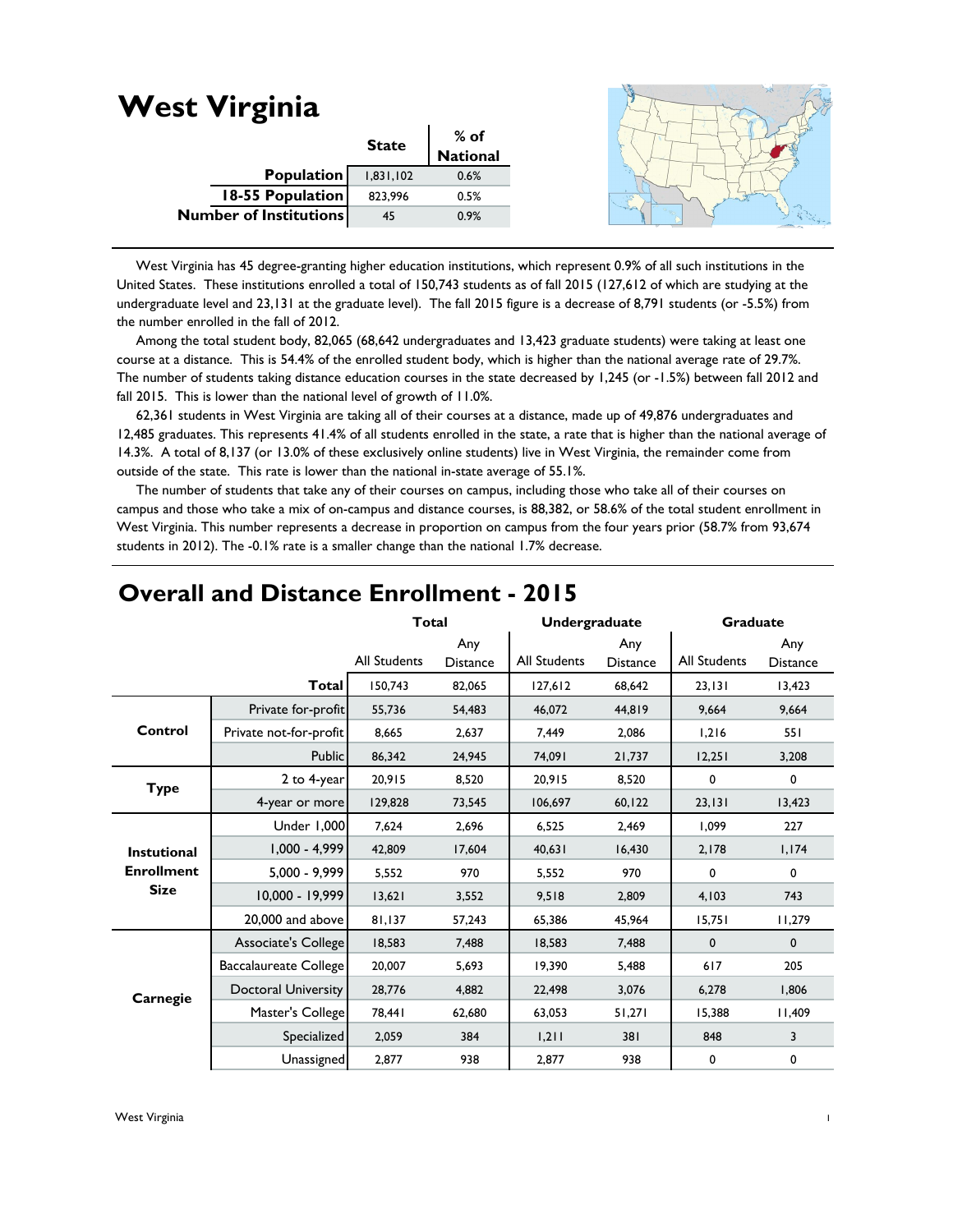# West Virginia

| | State | % of National |
|---|---|---|
| **Population** | 1,831,102 | 0.6% |
| **18-55 Population** | 823,996 | 0.5% |
| **Number of Institutions** | 45 | 0.9% |

West Virginia has 45 degree-granting higher education institutions, which represent 0.9% of all such institutions in the United States. These institutions enrolled a total of 150,743 students as of fall 2015 (127,612 of which are studying at the undergraduate level and 23,131 at the graduate level). The fall 2015 figure is a decrease of 8,791 students (or -5.5%) from the number enrolled in the fall of 2012.

Among the total student body, 82,065 (68,642 undergraduates and 13,423 graduate students) were taking at least one course at a distance. This is 54.4% of the enrolled student body, which is higher than the national average rate of 29.7%. The number of students taking distance education courses in the state decreased by 1,245 (or -1.5%) between fall 2012 and fall 2015. This is lower than the national level of growth of 11.0%.

62,361 students in West Virginia are taking all of their courses at a distance, made up of 49,876 undergraduates and 12,485 graduates. This represents 41.4% of all students enrolled in the state, a rate that is higher than the national average of 14.3%. A total of 8,137 (or 13.0% of these exclusively online students) live in West Virginia, the remainder come from outside of the state. This rate is lower than the national in-state average of 55.1%.

The number of students that take any of their courses on campus, including those who take all of their courses on campus and those who take a mix of on-campus and distance courses, is 88,382, or 58.6% of the total student enrollment in West Virginia. This number represents a decrease in proportion on campus from the four years prior (58.7% from 93,674 students in 2012). The -0.1% rate is a smaller change than the national 1.7% decrease.

## Overall and Distance Enrollment - 2015

| | | Total | | Undergraduate | | Graduate | |
|---|---|---|---|---|---|---|---|
| | | All Students | Any Distance | All Students | Any Distance | All Students | Any Distance |
| | **Total** | 150,743 | 82,065 | 127,612 | 68,642 | 23,131 | 13,423 |
| **Control** | Private for-profit | 55,736 | 54,483 | 46,072 | 44,819 | 9,664 | 9,664 |
| | Private not-for-profit | 8,665 | 2,637 | 7,449 | 2,086 | 1,216 | 551 |
| | Public | 86,342 | 24,945 | 74,091 | 21,737 | 12,251 | 3,208 |
| **Type** | 2 to 4-year | 20,915 | 8,520 | 20,915 | 8,520 | 0 | 0 |
| | 4-year or more | 129,828 | 73,545 | 106,697 | 60,122 | 23,131 | 13,423 |
| **Instutional Enrollment Size** | Under 1,000 | 7,624 | 2,696 | 6,525 | 2,469 | 1,099 | 227 |
| | 1,000 - 4,999 | 42,809 | 17,604 | 40,631 | 16,430 | 2,178 | 1,174 |
| | 5,000 - 9,999 | 5,552 | 970 | 5,552 | 970 | 0 | 0 |
| | 10,000 - 19,999 | 13,621 | 3,552 | 9,518 | 2,809 | 4,103 | 743 |
| | 20,000 and above | 81,137 | 57,243 | 65,386 | 45,964 | 15,751 | 11,279 |
| **Carnegie** | Associate's College | 18,583 | 7,488 | 18,583 | 7,488 | 0 | 0 |
| | Baccalaureate College | 20,007 | 5,693 | 19,390 | 5,488 | 617 | 205 |
| | Doctoral University | 28,776 | 4,882 | 22,498 | 3,076 | 6,278 | 1,806 |
| | Master's College | 78,441 | 62,680 | 63,053 | 51,271 | 15,388 | 11,409 |
| | Specialized | 2,059 | 384 | 1,211 | 381 | 848 | 3 |
| | Unassigned | 2,877 | 938 | 2,877 | 938 | 0 | 0 |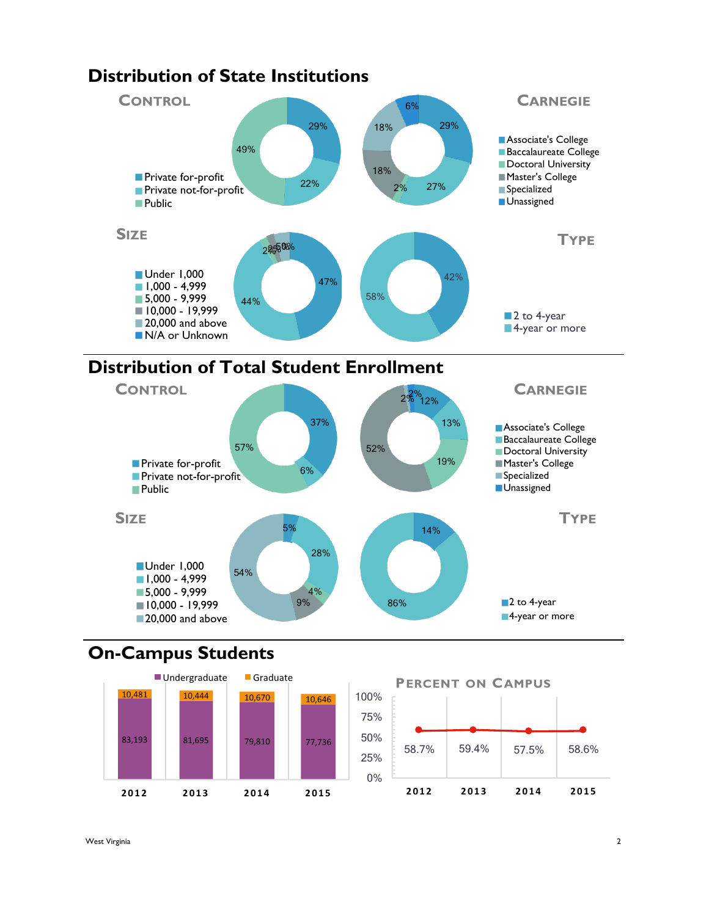## Distribution of State Institutions

### Control

- Private for-profit: 29%
- Private not-for-profit: 22%
- Public: 49%

### Carnegie

- Associate's College: 29%
- Baccalaureate College: 27%
- Doctoral University: 2%
- Master's College: 18%
- Specialized: 18%
- Unassigned: 6%

### Size

- Under 1,000: 47%
- 1,000 - 4,999: 44%
- 5,000 - 9,999: 2%
- 10,000 - 19,999: 2%
- 20,000 and above: 5%
- N/A or Unknown: 0%

### Type

- 2 to 4-year: 42%
- 4-year or more: 58%

## Distribution of Total Student Enrollment

### Control

- Private for-profit: 37%
- Private not-for-profit: 6%
- Public: 57%

### Carnegie

- Associate's College: 12%
- Baccalaureate College: 13%
- Doctoral University: 19%
- Master's College: 52%
- Specialized: 2%
- Unassigned: 2%

### Size

- Under 1,000: 5%
- 1,000 - 4,999: 28%
- 5,000 - 9,999: 4%
- 10,000 - 19,999: 9%
- 20,000 and above: 54%

### Type

- 2 to 4-year: 14%
- 4-year or more: 86%

## On-Campus Students

| Year | Undergraduate | Graduate |
|---|---|---|
| 2012 | 83,193 | 10,481 |
| 2013 | 81,695 | 10,444 |
| 2014 | 79,810 | 10,670 |
| 2015 | 77,736 | 10,646 |

### Percent on Campus

| 2012 | 2013 | 2014 | 2015 |
|---|---|---|---|
| 58.7% | 59.4% | 57.5% | 58.6% |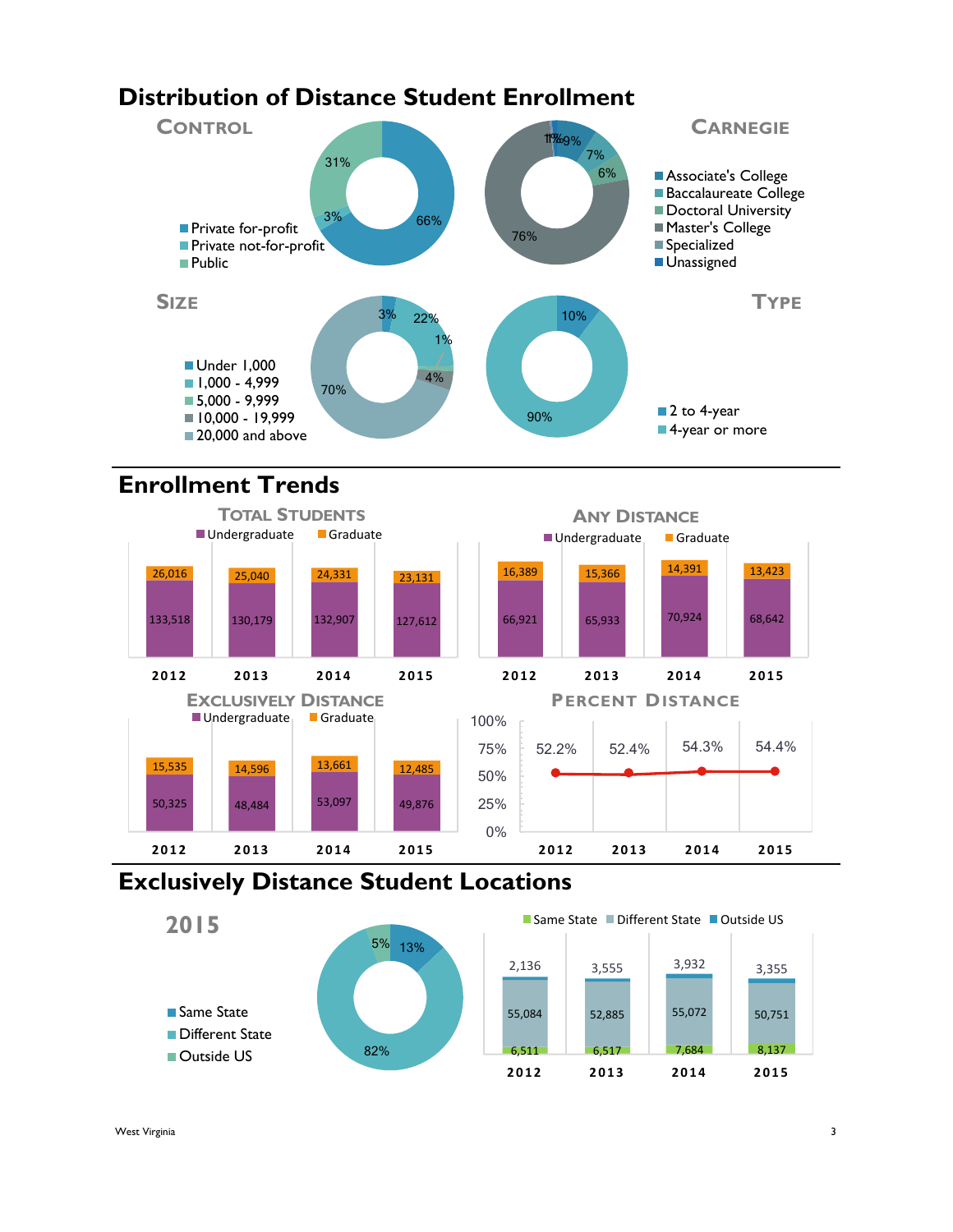# Distribution of Distance Student Enrollment

## Control

- Private for-profit: 66%
- Private not-for-profit: 3%
- Public: 31%

## Carnegie

- Associate's College
- Baccalaureate College
- Doctoral University
- Master's College
- Specialized
- Unassigned

76%, 9%, 7%, 6%, 1%, 1%

## Size

- Under 1,000: 3%
- 1,000 - 4,999: 22%
- 5,000 - 9,999: 1%
- 10,000 - 19,999: 4%
- 20,000 and above: 70%

## Type

- 2 to 4-year: 10%
- 4-year or more: 90%

# Enrollment Trends

## Total Students

| | 2012 | 2013 | 2014 | 2015 |
|---|---|---|---|---|
| Undergraduate | 133,518 | 130,179 | 132,907 | 127,612 |
| Graduate | 26,016 | 25,040 | 24,331 | 23,131 |

## Any Distance

| | 2012 | 2013 | 2014 | 2015 |
|---|---|---|---|---|
| Undergraduate | 66,921 | 65,933 | 70,924 | 68,642 |
| Graduate | 16,389 | 15,366 | 14,391 | 13,423 |

## Exclusively Distance

| | 2012 | 2013 | 2014 | 2015 |
|---|---|---|---|---|
| Undergraduate | 50,325 | 48,484 | 53,097 | 49,876 |
| Graduate | 15,535 | 14,596 | 13,661 | 12,485 |

## Percent Distance

| 2012 | 2013 | 2014 | 2015 |
|---|---|---|---|
| 52.2% | 52.4% | 54.3% | 54.4% |

# Exclusively Distance Student Locations

## 2015

- Same State: 13%
- Different State: 82%
- Outside US: 5%

| | 2012 | 2013 | 2014 | 2015 |
|---|---|---|---|---|
| Same State | 6,511 | 6,517 | 7,684 | 8,137 |
| Different State | 55,084 | 52,885 | 55,072 | 50,751 |
| Outside US | 2,136 | 3,555 | 3,932 | 3,355 |

West Virginia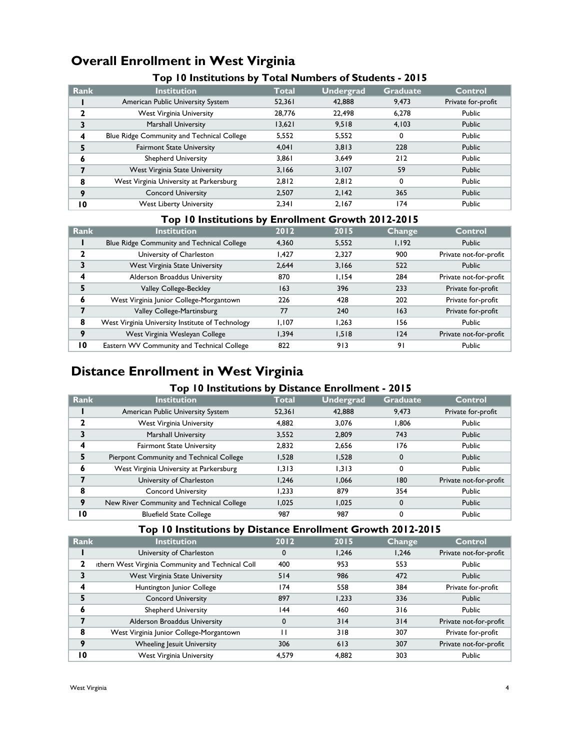## Overall Enrollment in West Virginia

### Top 10 Institutions by Total Numbers of Students - 2015

| Rank | Institution | Total | Undergrad | Graduate | Control |
|---|---|---|---|---|---|
| 1 | American Public University System | 52,361 | 42,888 | 9,473 | Private for-profit |
| 2 | West Virginia University | 28,776 | 22,498 | 6,278 | Public |
| 3 | Marshall University | 13,621 | 9,518 | 4,103 | Public |
| 4 | Blue Ridge Community and Technical College | 5,552 | 5,552 | 0 | Public |
| 5 | Fairmont State University | 4,041 | 3,813 | 228 | Public |
| 6 | Shepherd University | 3,861 | 3,649 | 212 | Public |
| 7 | West Virginia State University | 3,166 | 3,107 | 59 | Public |
| 8 | West Virginia University at Parkersburg | 2,812 | 2,812 | 0 | Public |
| 9 | Concord University | 2,507 | 2,142 | 365 | Public |
| 10 | West Liberty University | 2,341 | 2,167 | 174 | Public |

### Top 10 Institutions by Enrollment Growth 2012-2015

| Rank | Institution | 2012 | 2015 | Change | Control |
|---|---|---|---|---|---|
| 1 | Blue Ridge Community and Technical College | 4,360 | 5,552 | 1,192 | Public |
| 2 | University of Charleston | 1,427 | 2,327 | 900 | Private not-for-profit |
| 3 | West Virginia State University | 2,644 | 3,166 | 522 | Public |
| 4 | Alderson Broaddus University | 870 | 1,154 | 284 | Private not-for-profit |
| 5 | Valley College-Beckley | 163 | 396 | 233 | Private for-profit |
| 6 | West Virginia Junior College-Morgantown | 226 | 428 | 202 | Private for-profit |
| 7 | Valley College-Martinsburg | 77 | 240 | 163 | Private for-profit |
| 8 | West Virginia University Institute of Technology | 1,107 | 1,263 | 156 | Public |
| 9 | West Virginia Wesleyan College | 1,394 | 1,518 | 124 | Private not-for-profit |
| 10 | Eastern WV Community and Technical College | 822 | 913 | 91 | Public |

## Distance Enrollment in West Virginia

### Top 10 Institutions by Distance Enrollment - 2015

| Rank | Institution | Total | Undergrad | Graduate | Control |
|---|---|---|---|---|---|
| 1 | American Public University System | 52,361 | 42,888 | 9,473 | Private for-profit |
| 2 | West Virginia University | 4,882 | 3,076 | 1,806 | Public |
| 3 | Marshall University | 3,552 | 2,809 | 743 | Public |
| 4 | Fairmont State University | 2,832 | 2,656 | 176 | Public |
| 5 | Pierpont Community and Technical College | 1,528 | 1,528 | 0 | Public |
| 6 | West Virginia University at Parkersburg | 1,313 | 1,313 | 0 | Public |
| 7 | University of Charleston | 1,246 | 1,066 | 180 | Private not-for-profit |
| 8 | Concord University | 1,233 | 879 | 354 | Public |
| 9 | New River Community and Technical College | 1,025 | 1,025 | 0 | Public |
| 10 | Bluefield State College | 987 | 987 | 0 | Public |

### Top 10 Institutions by Distance Enrollment Growth 2012-2015

| Rank | Institution | 2012 | 2015 | Change | Control |
|---|---|---|---|---|---|
| 1 | University of Charleston | 0 | 1,246 | 1,246 | Private not-for-profit |
| 2 | ıthern West Virginia Community and Technical Coll | 400 | 953 | 553 | Public |
| 3 | West Virginia State University | 514 | 986 | 472 | Public |
| 4 | Huntington Junior College | 174 | 558 | 384 | Private for-profit |
| 5 | Concord University | 897 | 1,233 | 336 | Public |
| 6 | Shepherd University | 144 | 460 | 316 | Public |
| 7 | Alderson Broaddus University | 0 | 314 | 314 | Private not-for-profit |
| 8 | West Virginia Junior College-Morgantown | 11 | 318 | 307 | Private for-profit |
| 9 | Wheeling Jesuit University | 306 | 613 | 307 | Private not-for-profit |
| 10 | West Virginia University | 4,579 | 4,882 | 303 | Public |